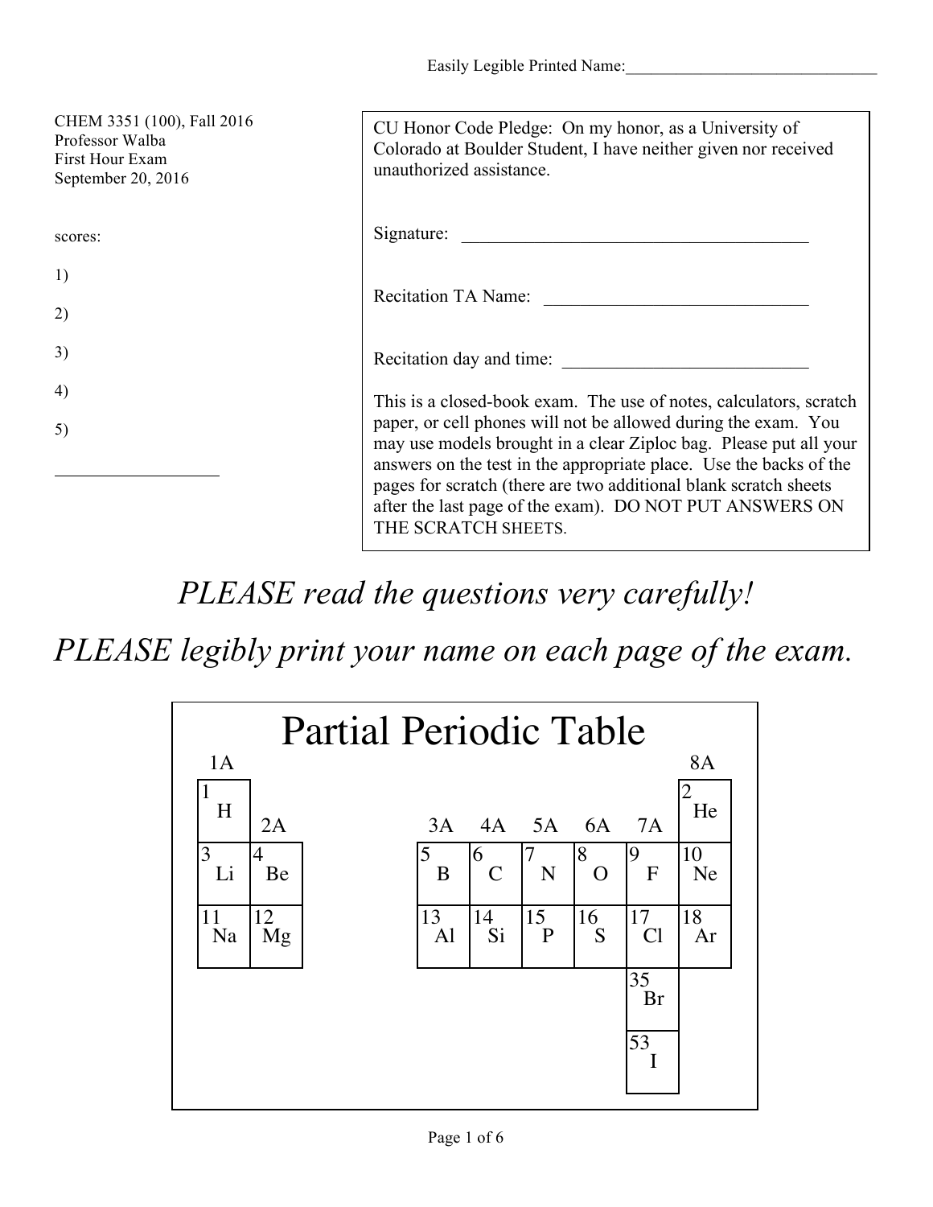Easily Legible Printed Name:_______________________________

CHEM 3351 (100), Fall 2016
Professor Walba
First Hour Exam
September 20, 2016

scores:

1)

2)

3)

4)

5)

___________________

CU Honor Code Pledge: On my honor, as a University of Colorado at Boulder Student, I have neither given nor received unauthorized assistance.

Signature: ________________________________________

Recitation TA Name: ______________________________

Recitation day and time: ____________________________

This is a closed-book exam. The use of notes, calculators, scratch paper, or cell phones will not be allowed during the exam. You may use models brought in a clear Ziploc bag. Please put all your answers on the test in the appropriate place. Use the backs of the pages for scratch (there are two additional blank scratch sheets after the last page of the exam). DO NOT PUT ANSWERS ON THE SCRATCH SHEETS.

*PLEASE read the questions very carefully!*

*PLEASE legibly print your name on each page of the exam.*

## Partial Periodic Table

| 1A | 2A | 3A | 4A | 5A | 6A | 7A | 8A |
|---|---|---|---|---|---|---|---|
| 1 H | | | | | | | 2 He |
| 3 Li | 4 Be | 5 B | 6 C | 7 N | 8 O | 9 F | 10 Ne |
| 11 Na | 12 Mg | 13 Al | 14 Si | 15 P | 16 S | 17 Cl | 18 Ar |
| | | | | | | 35 Br | |
| | | | | | | 53 I | |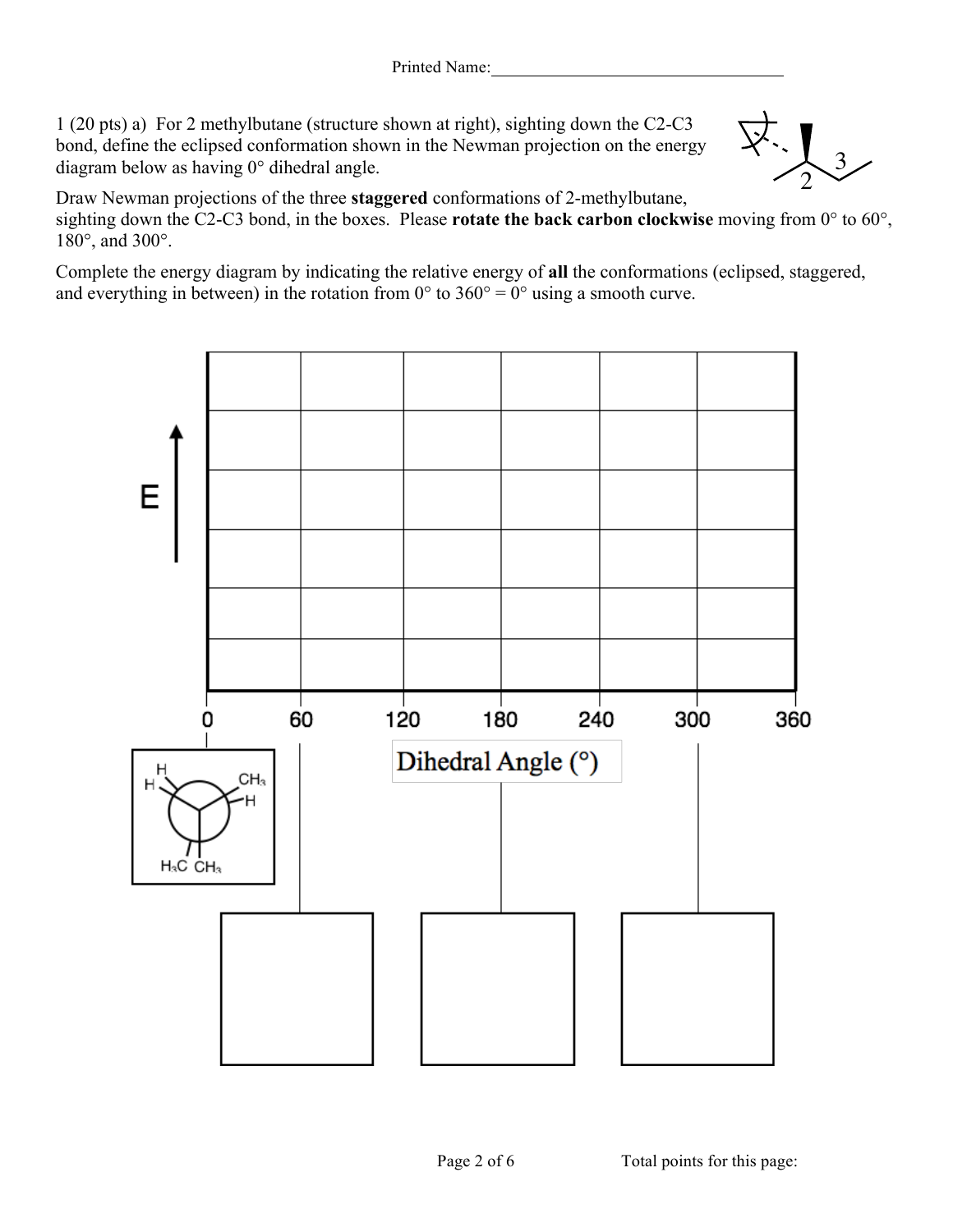Printed Name:___________________________________

1 (20 pts) a) For 2 methylbutane (structure shown at right), sighting down the C2-C3 bond, define the eclipsed conformation shown in the Newman projection on the energy diagram below as having 0° dihedral angle.

Draw Newman projections of the three **staggered** conformations of 2-methylbutane, sighting down the C2-C3 bond, in the boxes. Please **rotate the back carbon clockwise** moving from 0° to 60°, 180°, and 300°.

Complete the energy diagram by indicating the relative energy of **all** the conformations (eclipsed, staggered, and everything in between) in the rotation from 0° to 360° = 0° using a smooth curve.

E

0 60 120 180 240 300 360

Dihedral Angle (°)

H, H, $CH_3$, H, $H_3C$, $CH_3$

Total points for this page: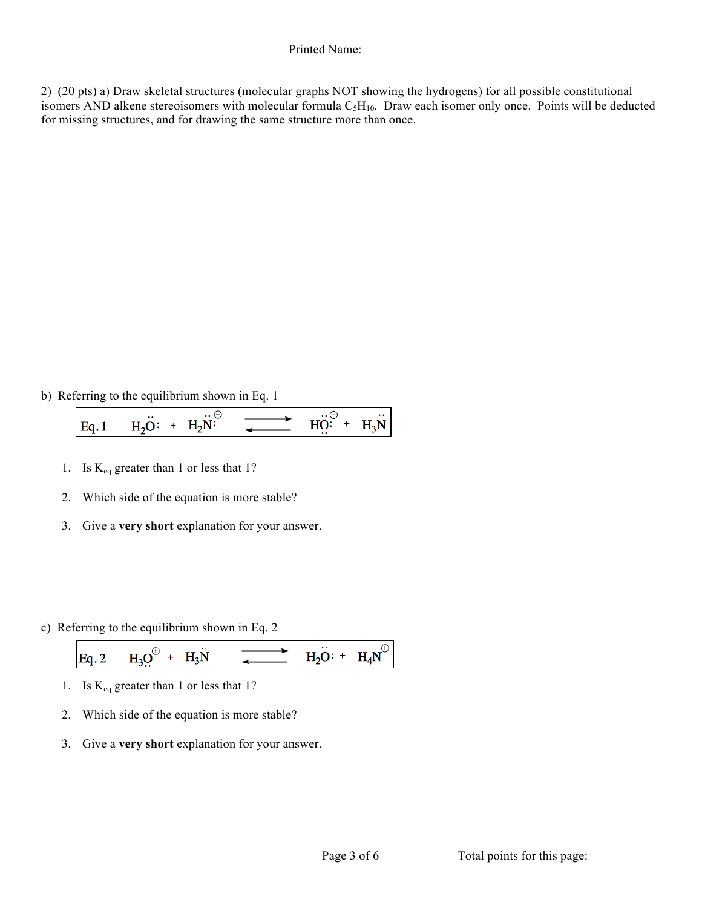Printed Name:___________________________________

2) (20 pts) a) Draw skeletal structures (molecular graphs NOT showing the hydrogens) for all possible constitutional isomers AND alkene stereoisomers with molecular formula $C_5H_{10}$. Draw each isomer only once. Points will be deducted for missing structures, and for drawing the same structure more than once.

b) Referring to the equilibrium shown in Eq. 1

$$\text{Eq.1} \quad H_2\ddot{O}: \; + \; H_2\ddot{N}:^{\ominus} \;\rightleftharpoons\; H\ddot{O}:^{\ominus} \; + \; H_3\ddot{N}$$

1. Is $K_{eq}$ greater than 1 or less that 1?
2. Which side of the equation is more stable?
3. Give a **very short** explanation for your answer.

c) Referring to the equilibrium shown in Eq. 2

$$\text{Eq.2} \quad H_3\ddot{O}^{\oplus} \; + \; H_3\ddot{N} \;\rightleftharpoons\; H_2\ddot{O}: \; + \; H_4N^{\oplus}$$

1. Is $K_{eq}$ greater than 1 or less that 1?
2. Which side of the equation is more stable?
3. Give a **very short** explanation for your answer.

Total points for this page: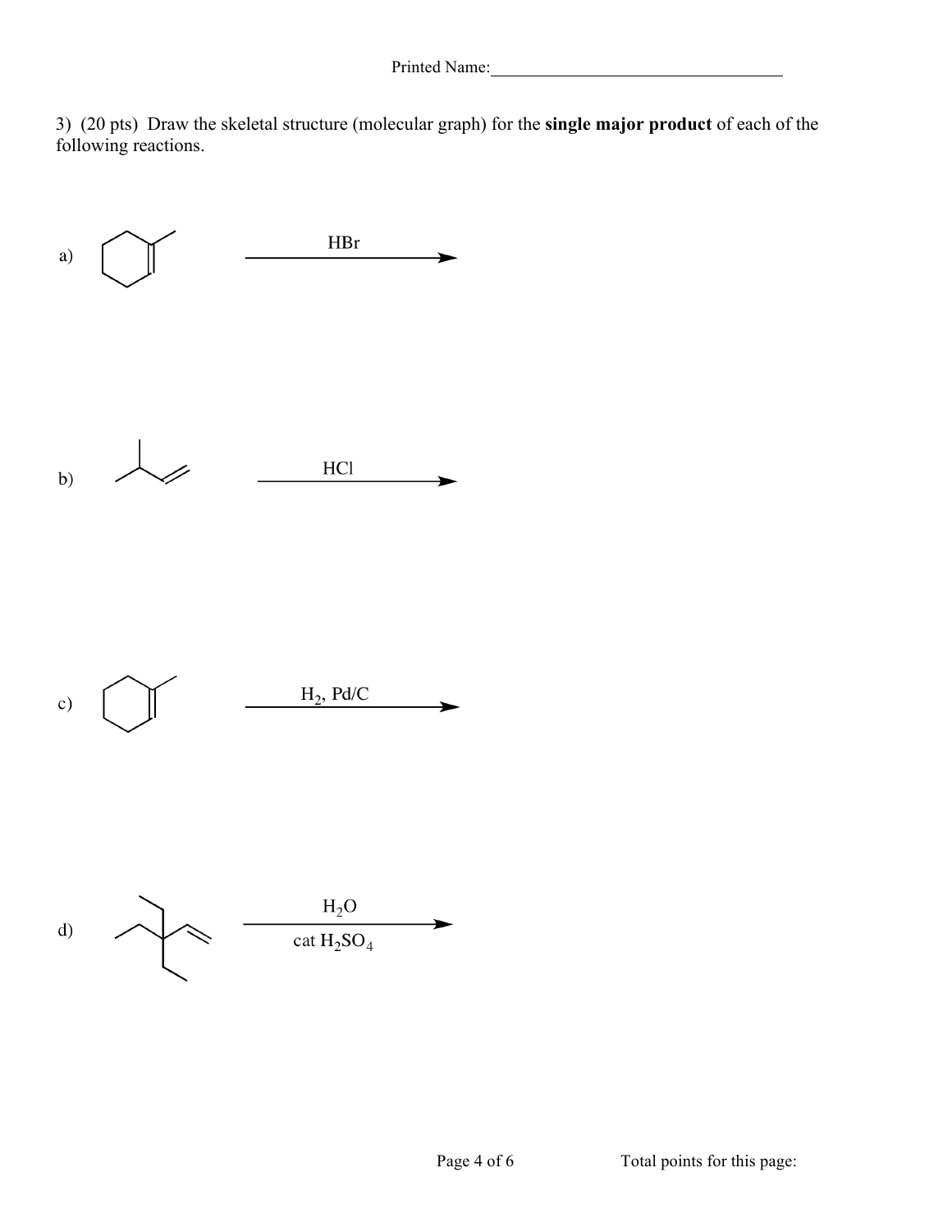Printed Name:___________________________________

3) (20 pts) Draw the skeletal structure (molecular graph) for the **single major product** of each of the following reactions.

a) $\xrightarrow{HBr}$

b) $\xrightarrow{HCl}$

c) $\xrightarrow{H_2,\ Pd/C}$

d) $\xrightarrow[\text{cat } H_2SO_4]{H_2O}$

Total points for this page: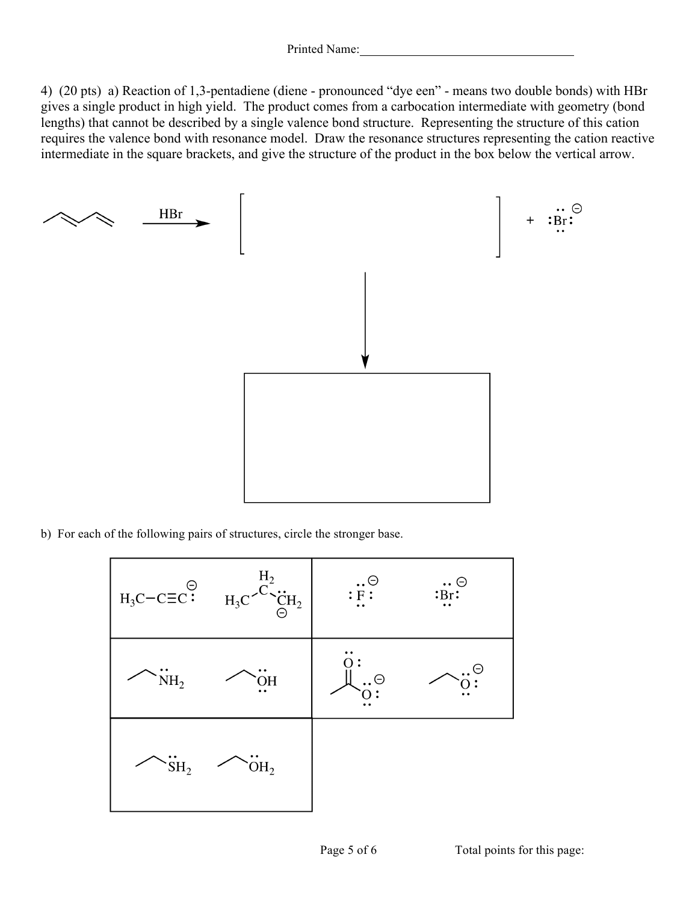Printed Name:\_\_\_\_\_\_\_\_\_\_\_\_\_\_\_\_\_\_\_\_\_\_\_\_\_\_\_\_\_\_\_\_\_\_

4) (20 pts) a) Reaction of 1,3-pentadiene (diene - pronounced "dye een" - means two double bonds) with HBr gives a single product in high yield. The product comes from a carbocation intermediate with geometry (bond lengths) that cannot be described by a single valence bond structure. Representing the structure of this cation requires the valence bond with resonance model. Draw the resonance structures representing the cation reactive intermediate in the square brackets, and give the structure of the product in the box below the vertical arrow.

1,3-pentadiene $\xrightarrow{HBr}$ [ &nbsp;&nbsp;&nbsp;&nbsp;&nbsp;&nbsp;&nbsp;&nbsp;&nbsp;&nbsp;&nbsp;&nbsp;&nbsp;&nbsp;&nbsp;&nbsp;&nbsp;&nbsp;&nbsp;&nbsp; ] + $:\ddot{Br}:^{\ominus}$

↓

| |
|---|
| &nbsp; |

b) For each of the following pairs of structures, circle the stronger base.

| | |
|---|---|
| $H_3C-C\equiv C:^{\ominus}$ &nbsp;&nbsp;&nbsp; $H_3C-CH_2-\ddot{C}H_2^{\ominus}$ | $:\ddot{F}:^{\ominus}$ &nbsp;&nbsp;&nbsp; $:\ddot{Br}:^{\ominus}$ |
| $CH_3CH_2\ddot{N}H_2$ &nbsp;&nbsp;&nbsp; $CH_3CH_2\ddot{O}H$ | $CH_3C(=O)\ddot{O}:^{\ominus}$ &nbsp;&nbsp;&nbsp; $CH_3CH_2\ddot{O}:^{\ominus}$ |
| $CH_3CH_2\ddot{S}H_2$ &nbsp;&nbsp;&nbsp; $CH_3CH_2\ddot{O}H_2$ | |

Total points for this page: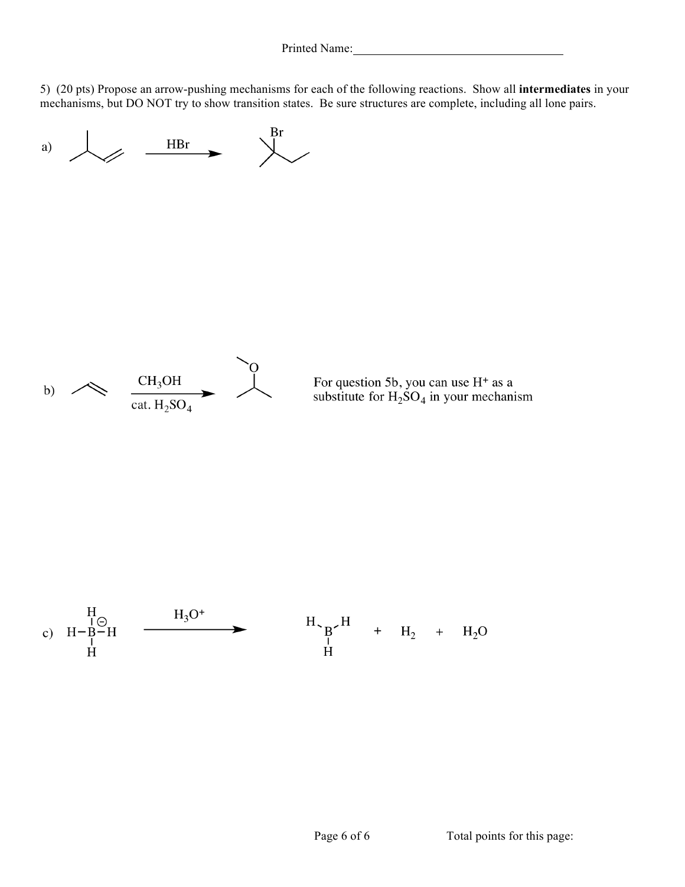Printed Name:

5) (20 pts) Propose an arrow-pushing mechanisms for each of the following reactions. Show all **intermediates** in your mechanisms, but DO NOT try to show transition states. Be sure structures are complete, including all lone pairs.

a) HBr

b) $CH_3OH$, cat. $H_2SO_4$

For question 5b, you can use $H^+$ as a substitute for $H_2SO_4$ in your mechanism

c) $BH_4^-$ $\xrightarrow{H_3O^+}$ $BH_3$ + $H_2$ + $H_2O$

Total points for this page: